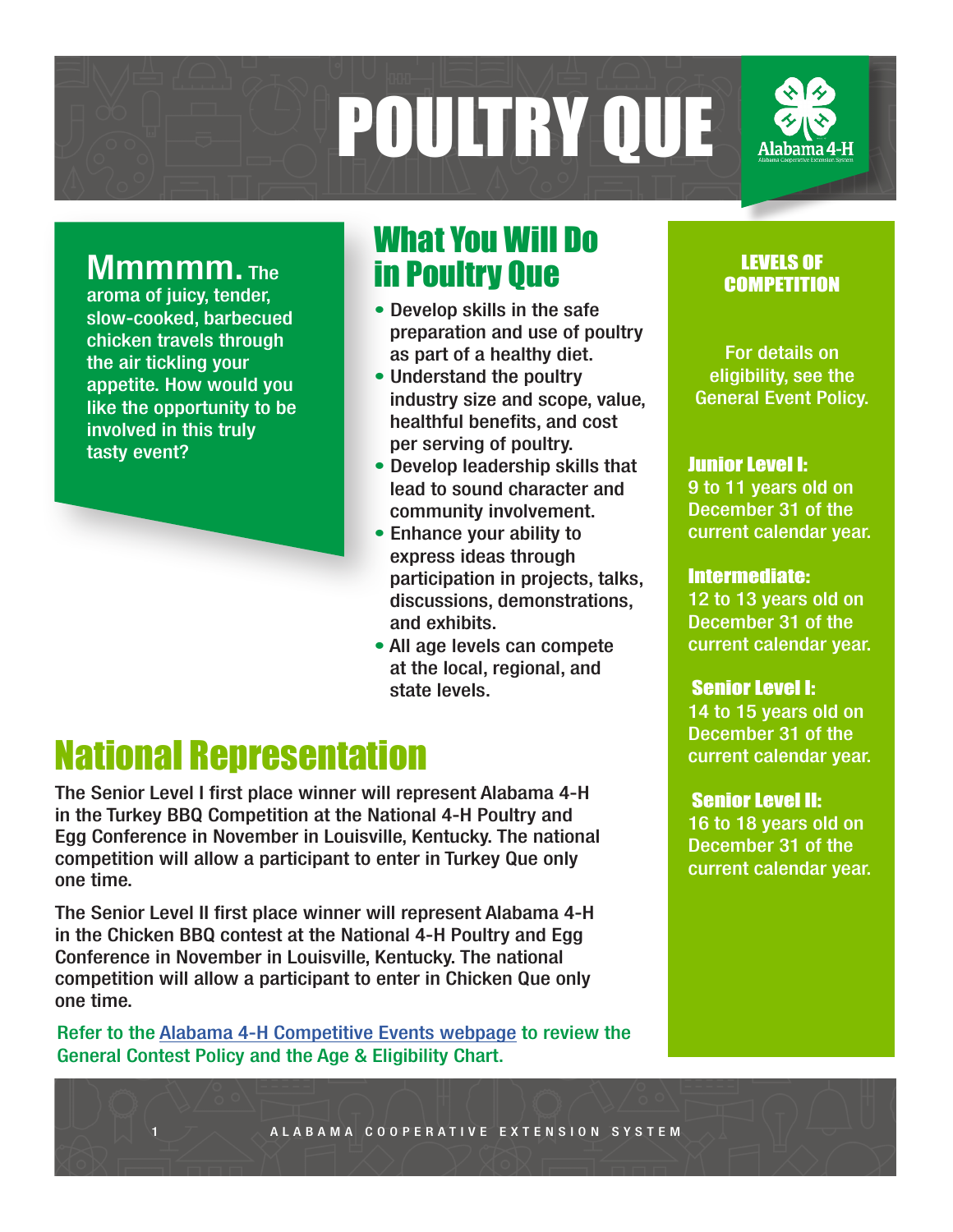# POULTRY QUE

Alabama 4-H

**Mmmmm.** The aroma of juicy, tender, slow-cooked, barbecued chicken travels through the air tickling your appetite. How would you like the opportunity to be involved in this truly tasty event?

## What You Will Do in Poultry Que

- Develop skills in the safe preparation and use of poultry as part of a healthy diet.
- Understand the poultry industry size and scope, value, healthful benefits, and cost per serving of poultry.
- Develop leadership skills that lead to sound character and community involvement.
- Enhance your ability to express ideas through participation in projects, talks, discussions, demonstrations, and exhibits.
- All age levels can compete at the local, regional, and state levels.

## National Representation

The Senior Level I first place winner will represent Alabama 4-H in the Turkey BBQ Competition at the National 4-H Poultry and Egg Conference in November in Louisville, Kentucky. The national competition will allow a participant to enter in Turkey Que only one time.

The Senior Level II first place winner will represent Alabama 4-H in the Chicken BBQ contest at the National 4-H Poultry and Egg Conference in November in Louisville, Kentucky. The national competition will allow a participant to enter in Chicken Que only one time.

Refer to the Alabama 4-H Competitive Events webpage to review the General Contest Policy and the Age & Eligibility Chart.

### LEVELS OF COMPETITION

For details on eligibility, see the General Event Policy.

**Junior Level I:**
9 to 11 years old on December 31 of the current calendar year.

**Intermediate:**
12 to 13 years old on December 31 of the current calendar year.

**Senior Level I:**
14 to 15 years old on December 31 of the current calendar year.

**Senior Level II:**
16 to 18 years old on December 31 of the current calendar year.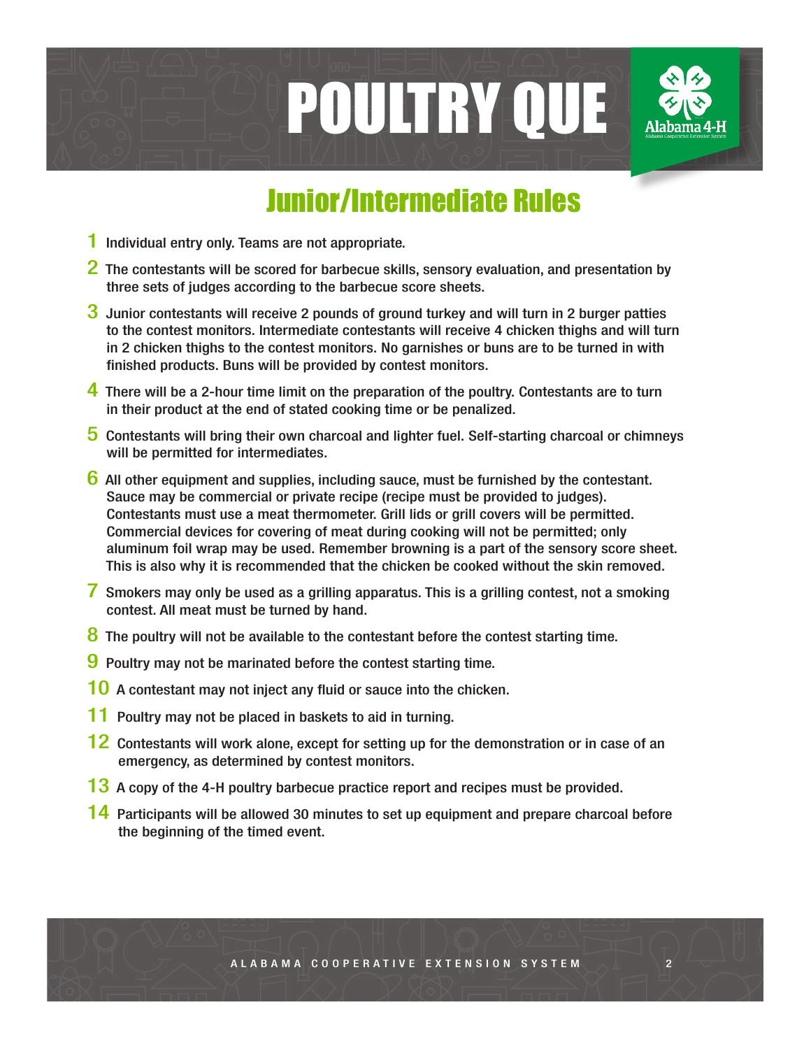# POULTRY QUE

## Junior/Intermediate Rules

1. Individual entry only. Teams are not appropriate.
2. The contestants will be scored for barbecue skills, sensory evaluation, and presentation by three sets of judges according to the barbecue score sheets.
3. Junior contestants will receive 2 pounds of ground turkey and will turn in 2 burger patties to the contest monitors. Intermediate contestants will receive 4 chicken thighs and will turn in 2 chicken thighs to the contest monitors. No garnishes or buns are to be turned in with finished products. Buns will be provided by contest monitors.
4. There will be a 2-hour time limit on the preparation of the poultry. Contestants are to turn in their product at the end of stated cooking time or be penalized.
5. Contestants will bring their own charcoal and lighter fuel. Self-starting charcoal or chimneys will be permitted for intermediates.
6. All other equipment and supplies, including sauce, must be furnished by the contestant. Sauce may be commercial or private recipe (recipe must be provided to judges). Contestants must use a meat thermometer. Grill lids or grill covers will be permitted. Commercial devices for covering of meat during cooking will not be permitted; only aluminum foil wrap may be used. Remember browning is a part of the sensory score sheet. This is also why it is recommended that the chicken be cooked without the skin removed.
7. Smokers may only be used as a grilling apparatus. This is a grilling contest, not a smoking contest. All meat must be turned by hand.
8. The poultry will not be available to the contestant before the contest starting time.
9. Poultry may not be marinated before the contest starting time.
10. A contestant may not inject any fluid or sauce into the chicken.
11. Poultry may not be placed in baskets to aid in turning.
12. Contestants will work alone, except for setting up for the demonstration or in case of an emergency, as determined by contest monitors.
13. A copy of the 4-H poultry barbecue practice report and recipes must be provided.
14. Participants will be allowed 30 minutes to set up equipment and prepare charcoal before the beginning of the timed event.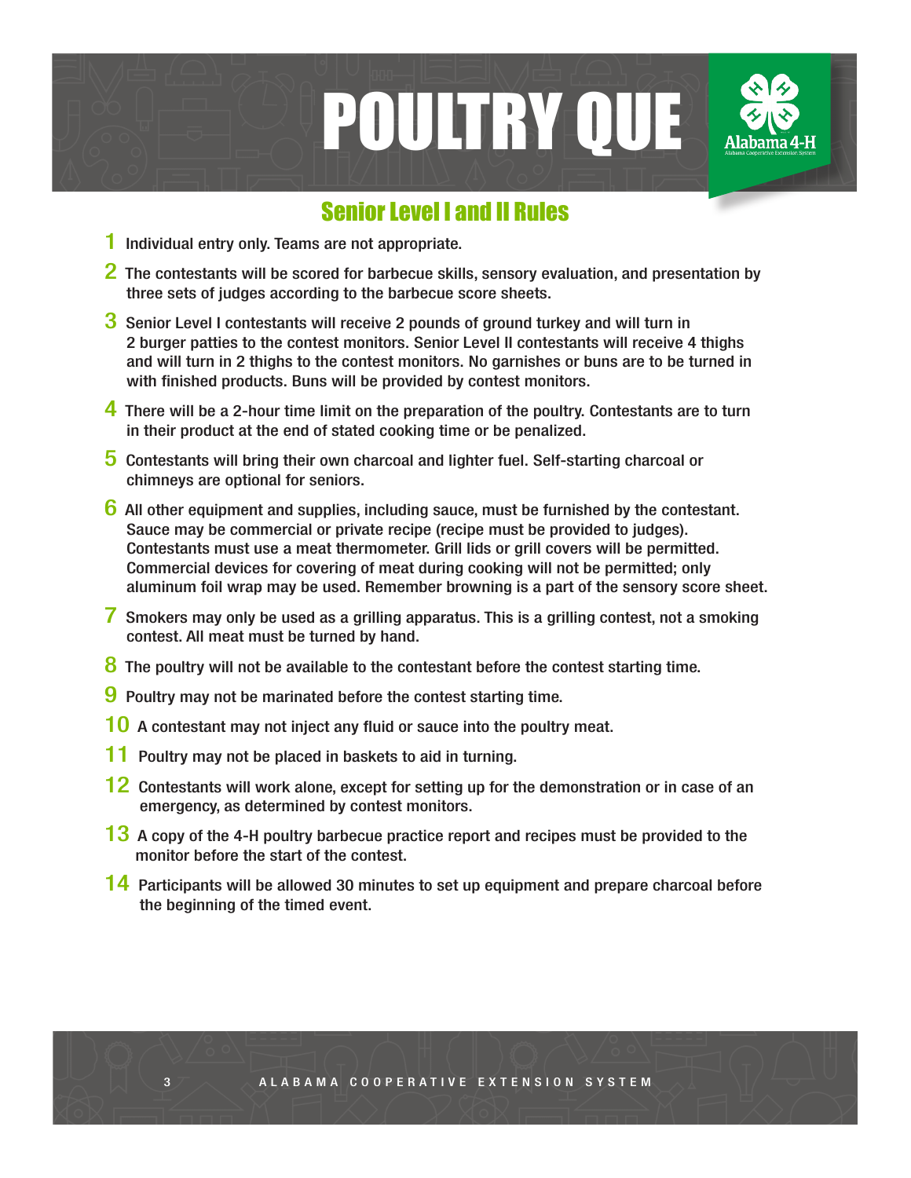# POULTRY QUE

## Senior Level I and II Rules

1. Individual entry only. Teams are not appropriate.
2. The contestants will be scored for barbecue skills, sensory evaluation, and presentation by three sets of judges according to the barbecue score sheets.
3. Senior Level I contestants will receive 2 pounds of ground turkey and will turn in 2 burger patties to the contest monitors. Senior Level II contestants will receive 4 thighs and will turn in 2 thighs to the contest monitors. No garnishes or buns are to be turned in with finished products. Buns will be provided by contest monitors.
4. There will be a 2-hour time limit on the preparation of the poultry. Contestants are to turn in their product at the end of stated cooking time or be penalized.
5. Contestants will bring their own charcoal and lighter fuel. Self-starting charcoal or chimneys are optional for seniors.
6. All other equipment and supplies, including sauce, must be furnished by the contestant. Sauce may be commercial or private recipe (recipe must be provided to judges). Contestants must use a meat thermometer. Grill lids or grill covers will be permitted. Commercial devices for covering of meat during cooking will not be permitted; only aluminum foil wrap may be used. Remember browning is a part of the sensory score sheet.
7. Smokers may only be used as a grilling apparatus. This is a grilling contest, not a smoking contest. All meat must be turned by hand.
8. The poultry will not be available to the contestant before the contest starting time.
9. Poultry may not be marinated before the contest starting time.
10. A contestant may not inject any fluid or sauce into the poultry meat.
11. Poultry may not be placed in baskets to aid in turning.
12. Contestants will work alone, except for setting up for the demonstration or in case of an emergency, as determined by contest monitors.
13. A copy of the 4-H poultry barbecue practice report and recipes must be provided to the monitor before the start of the contest.
14. Participants will be allowed 30 minutes to set up equipment and prepare charcoal before the beginning of the timed event.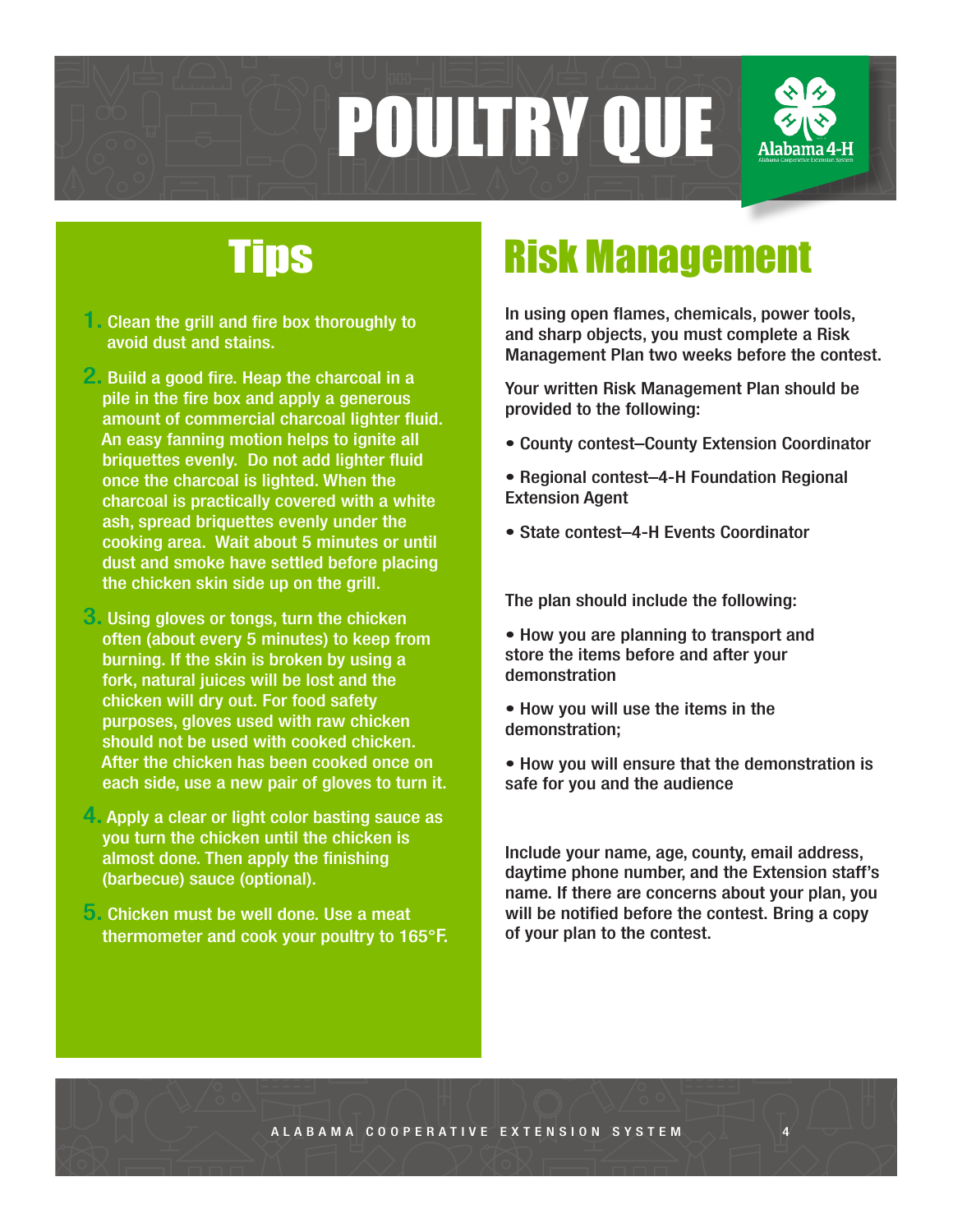# POULTRY QUE

## Tips

1. Clean the grill and fire box thoroughly to avoid dust and stains.
2. Build a good fire. Heap the charcoal in a pile in the fire box and apply a generous amount of commercial charcoal lighter fluid. An easy fanning motion helps to ignite all briquettes evenly. Do not add lighter fluid once the charcoal is lighted. When the charcoal is practically covered with a white ash, spread briquettes evenly under the cooking area. Wait about 5 minutes or until dust and smoke have settled before placing the chicken skin side up on the grill.
3. Using gloves or tongs, turn the chicken often (about every 5 minutes) to keep from burning. If the skin is broken by using a fork, natural juices will be lost and the chicken will dry out. For food safety purposes, gloves used with raw chicken should not be used with cooked chicken. After the chicken has been cooked once on each side, use a new pair of gloves to turn it.
4. Apply a clear or light color basting sauce as you turn the chicken until the chicken is almost done. Then apply the finishing (barbecue) sauce (optional).
5. Chicken must be well done. Use a meat thermometer and cook your poultry to 165°F.

## Risk Management

In using open flames, chemicals, power tools, and sharp objects, you must complete a Risk Management Plan two weeks before the contest.

Your written Risk Management Plan should be provided to the following:

- County contest–County Extension Coordinator
- Regional contest–4-H Foundation Regional Extension Agent
- State contest–4-H Events Coordinator

The plan should include the following:

- How you are planning to transport and store the items before and after your demonstration
- How you will use the items in the demonstration;
- How you will ensure that the demonstration is safe for you and the audience

Include your name, age, county, email address, daytime phone number, and the Extension staff's name. If there are concerns about your plan, you will be notified before the contest. Bring a copy of your plan to the contest.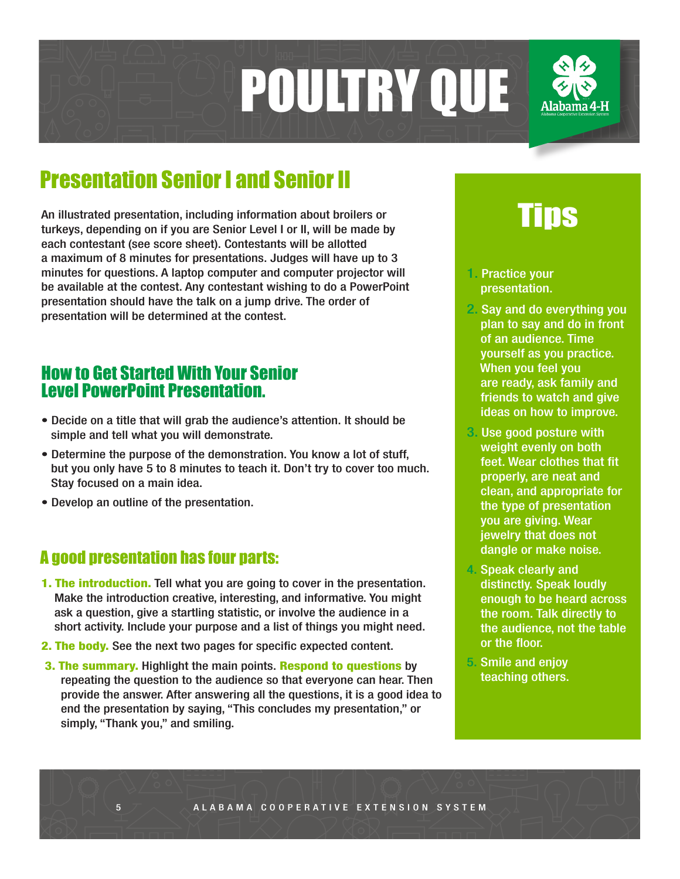# POULTRY QUE

## Presentation Senior I and Senior II

An illustrated presentation, including information about broilers or turkeys, depending on if you are Senior Level I or II, will be made by each contestant (see score sheet). Contestants will be allotted a maximum of 8 minutes for presentations. Judges will have up to 3 minutes for questions. A laptop computer and computer projector will be available at the contest. Any contestant wishing to do a PowerPoint presentation should have the talk on a jump drive. The order of presentation will be determined at the contest.

### How to Get Started With Your Senior Level PowerPoint Presentation.

- Decide on a title that will grab the audience's attention. It should be simple and tell what you will demonstrate.
- Determine the purpose of the demonstration. You know a lot of stuff, but you only have 5 to 8 minutes to teach it. Don't try to cover too much. Stay focused on a main idea.
- Develop an outline of the presentation.

### A good presentation has four parts:

1. **The introduction.** Tell what you are going to cover in the presentation. Make the introduction creative, interesting, and informative. You might ask a question, give a startling statistic, or involve the audience in a short activity. Include your purpose and a list of things you might need.
2. **The body.** See the next two pages for specific expected content.
3. **The summary.** Highlight the main points. **Respond to questions** by repeating the question to the audience so that everyone can hear. Then provide the answer. After answering all the questions, it is a good idea to end the presentation by saying, "This concludes my presentation," or simply, "Thank you," and smiling.

## Tips

1. Practice your presentation.
2. Say and do everything you plan to say and do in front of an audience. Time yourself as you practice. When you feel you are ready, ask family and friends to watch and give ideas on how to improve.
3. Use good posture with weight evenly on both feet. Wear clothes that fit properly, are neat and clean, and appropriate for the type of presentation you are giving. Wear jewelry that does not dangle or make noise.
4. Speak clearly and distinctly. Speak loudly enough to be heard across the room. Talk directly to the audience, not the table or the floor.
5. Smile and enjoy teaching others.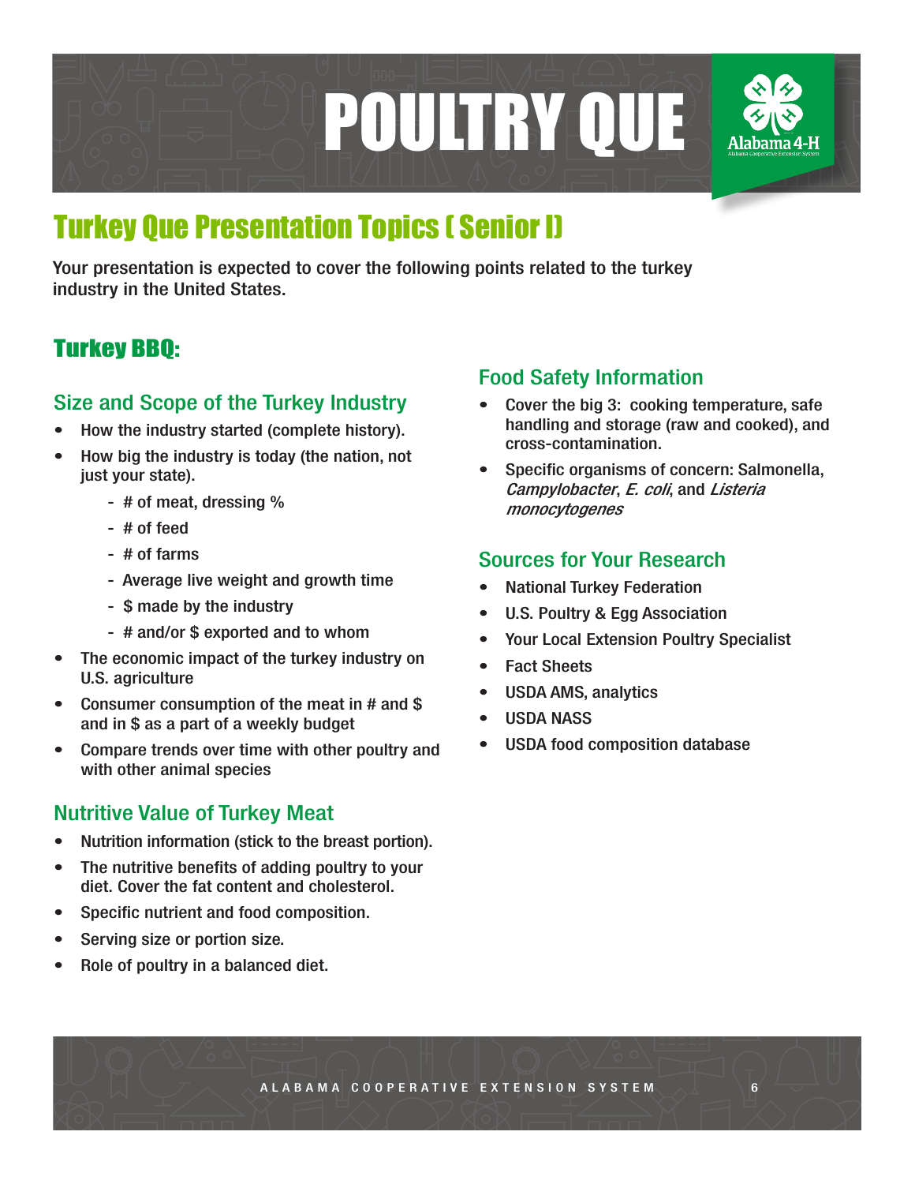# POULTRY QUE

## Turkey Que Presentation Topics ( Senior I)

Your presentation is expected to cover the following points related to the turkey industry in the United States.

### Turkey BBQ:

#### Size and Scope of the Turkey Industry

- How the industry started (complete history).
- How big the industry is today (the nation, not just your state).
  - # of meat, dressing %
  - # of feed
  - # of farms
  - Average live weight and growth time
  - $ made by the industry
  - # and/or $ exported and to whom
- The economic impact of the turkey industry on U.S. agriculture
- Consumer consumption of the meat in # and $ and in $ as a part of a weekly budget
- Compare trends over time with other poultry and with other animal species

#### Nutritive Value of Turkey Meat

- Nutrition information (stick to the breast portion).
- The nutritive benefits of adding poultry to your diet. Cover the fat content and cholesterol.
- Specific nutrient and food composition.
- Serving size or portion size.
- Role of poultry in a balanced diet.

#### Food Safety Information

- Cover the big 3: cooking temperature, safe handling and storage (raw and cooked), and cross-contamination.
- Specific organisms of concern: Salmonella, *Campylobacter*, *E. coli*, and *Listeria monocytogenes*

#### Sources for Your Research

- National Turkey Federation
- U.S. Poultry & Egg Association
- Your Local Extension Poultry Specialist
- Fact Sheets
- USDA AMS, analytics
- USDA NASS
- USDA food composition database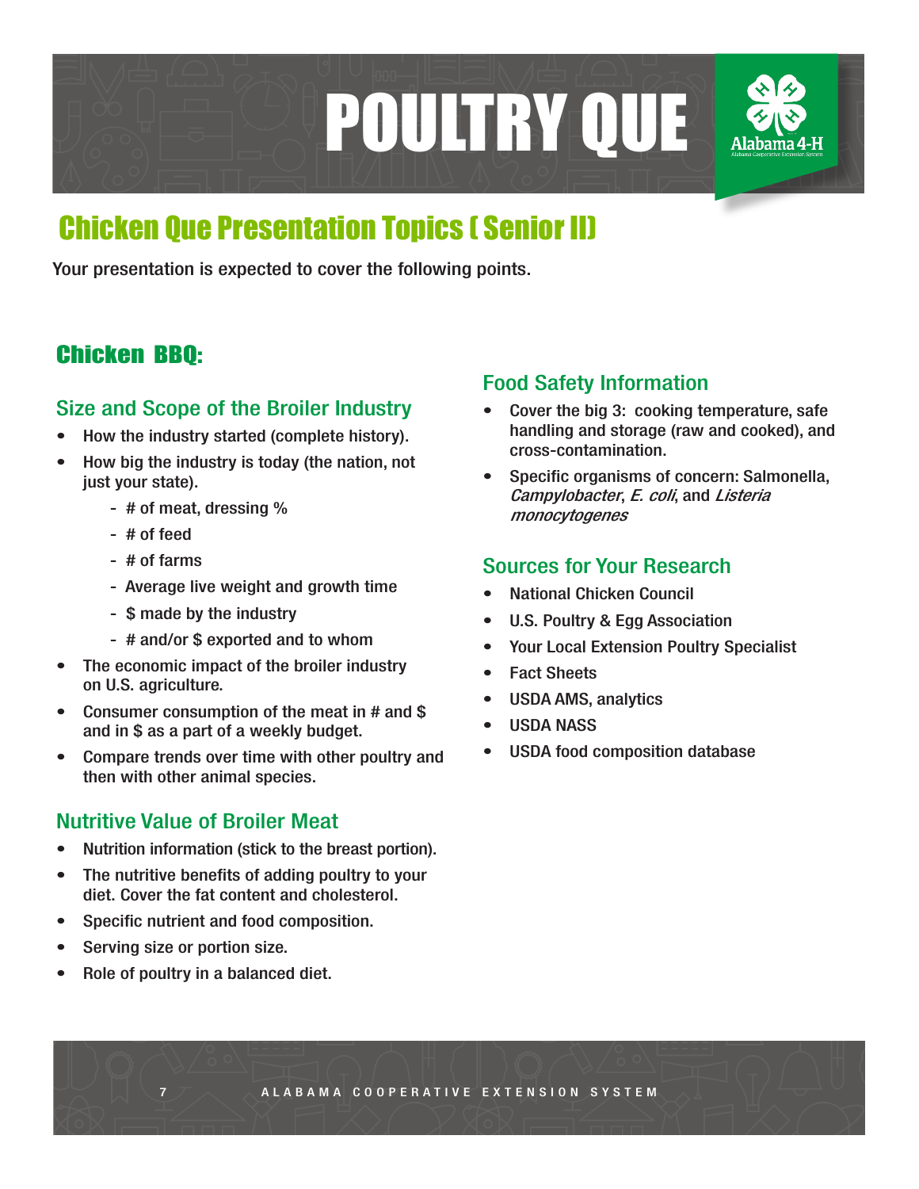# POULTRY QUE

## Chicken Que Presentation Topics ( Senior II)

Your presentation is expected to cover the following points.

### Chicken BBQ:

#### Size and Scope of the Broiler Industry

- How the industry started (complete history).
- How big the industry is today (the nation, not just your state).
  - # of meat, dressing %
  - # of feed
  - # of farms
  - Average live weight and growth time
  - $ made by the industry
  - # and/or $ exported and to whom
- The economic impact of the broiler industry on U.S. agriculture.
- Consumer consumption of the meat in # and $ and in $ as a part of a weekly budget.
- Compare trends over time with other poultry and then with other animal species.

#### Nutritive Value of Broiler Meat

- Nutrition information (stick to the breast portion).
- The nutritive benefits of adding poultry to your diet. Cover the fat content and cholesterol.
- Specific nutrient and food composition.
- Serving size or portion size.
- Role of poultry in a balanced diet.

#### Food Safety Information

- Cover the big 3: cooking temperature, safe handling and storage (raw and cooked), and cross-contamination.
- Specific organisms of concern: Salmonella, *Campylobacter*, *E. coli*, and *Listeria monocytogenes*

#### Sources for Your Research

- National Chicken Council
- U.S. Poultry & Egg Association
- Your Local Extension Poultry Specialist
- Fact Sheets
- USDA AMS, analytics
- USDA NASS
- USDA food composition database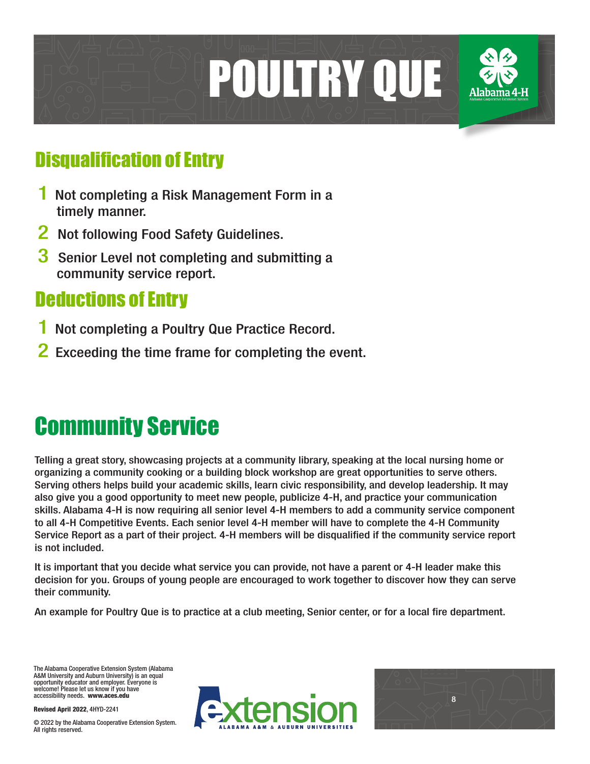# POULTRY QUE

## Disqualification of Entry

1. Not completing a Risk Management Form in a timely manner.
2. Not following Food Safety Guidelines.
3. Senior Level not completing and submitting a community service report.

## Deductions of Entry

1. Not completing a Poultry Que Practice Record.
2. Exceeding the time frame for completing the event.

## Community Service

Telling a great story, showcasing projects at a community library, speaking at the local nursing home or organizing a community cooking or a building block workshop are great opportunities to serve others. Serving others helps build your academic skills, learn civic responsibility, and develop leadership. It may also give you a good opportunity to meet new people, publicize 4-H, and practice your communication skills. Alabama 4-H is now requiring all senior level 4-H members to add a community service component to all 4-H Competitive Events. Each senior level 4-H member will have to complete the 4-H Community Service Report as a part of their project. 4-H members will be disqualified if the community service report is not included.

It is important that you decide what service you can provide, not have a parent or 4-H leader make this decision for you. Groups of young people are encouraged to work together to discover how they can serve their community.

An example for Poultry Que is to practice at a club meeting, Senior center, or for a local fire department.

The Alabama Cooperative Extension System (Alabama A&M University and Auburn University) is an equal opportunity educator and employer. Everyone is welcome! Please let us know if you have accessibility needs. **www.aces.edu**

**Revised April 2022**, 4HYD-2241

© 2022 by the Alabama Cooperative Extension System. All rights reserved.